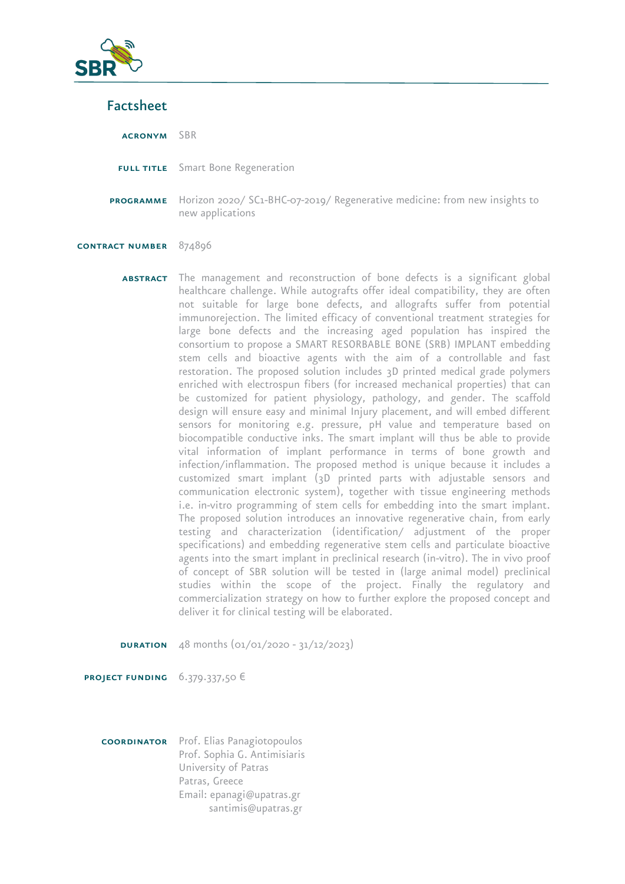SBR

## Factsheet

**ACRONYM** SBR

**FULL TITLE** Smart Bone Regeneration

**PROGRAMME** Horizon 2020/ SC1-BHC-07-2019/ Regenerative medicine: from new insights to new applications

**CONTRACT NUMBER** 874896

**ABSTRACT** The management and reconstruction of bone defects is a significant global healthcare challenge. While autografts offer ideal compatibility, they are often not suitable for large bone defects, and allografts suffer from potential immunorejection. The limited efficacy of conventional treatment strategies for large bone defects and the increasing aged population has inspired the consortium to propose a SMART RESORBABLE BONE (SRB) IMPLANT embedding stem cells and bioactive agents with the aim of a controllable and fast restoration. The proposed solution includes 3D printed medical grade polymers enriched with electrospun fibers (for increased mechanical properties) that can be customized for patient physiology, pathology, and gender. The scaffold design will ensure easy and minimal Injury placement, and will embed different sensors for monitoring e.g. pressure, pH value and temperature based on biocompatible conductive inks. The smart implant will thus be able to provide vital information of implant performance in terms of bone growth and infection/inflammation. The proposed method is unique because it includes a customized smart implant (3D printed parts with adjustable sensors and communication electronic system), together with tissue engineering methods i.e. in-vitro programming of stem cells for embedding into the smart implant. The proposed solution introduces an innovative regenerative chain, from early testing and characterization (identification/ adjustment of the proper specifications) and embedding regenerative stem cells and particulate bioactive agents into the smart implant in preclinical research (in-vitro). The in vivo proof of concept of SBR solution will be tested in (large animal model) preclinical studies within the scope of the project. Finally the regulatory and commercialization strategy on how to further explore the proposed concept and deliver it for clinical testing will be elaborated.

**DURATION** 48 months (01/01/2020 - 31/12/2023)

**PROJECT FUNDING** 6.379.337,50 €

**COORDINATOR** Prof. Elias Panagiotopoulos
Prof. Sophia G. Antimisiaris
University of Patras
Patras, Greece
Email: epanagi@upatras.gr
santimis@upatras.gr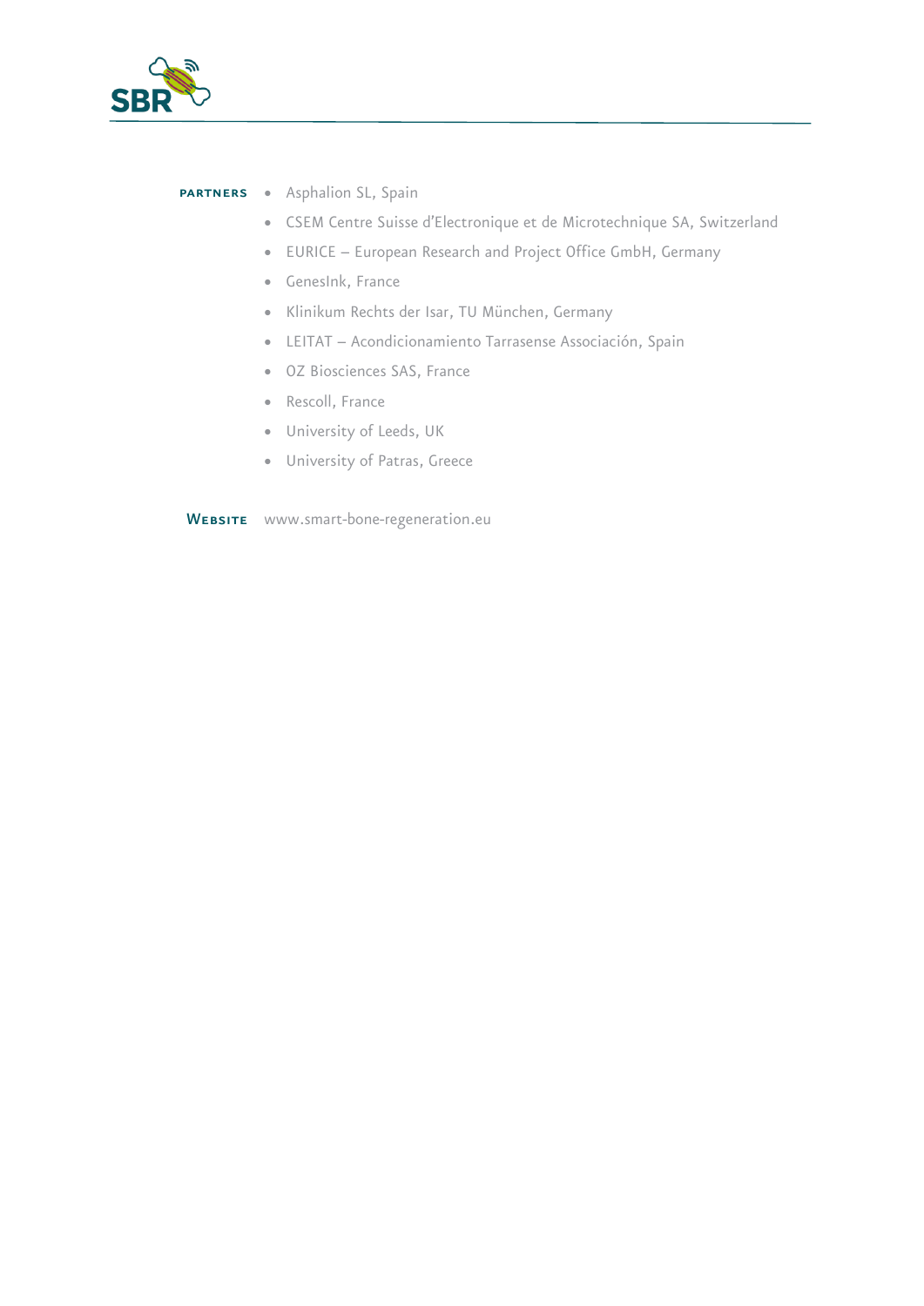**PARTNERS**

- Asphalion SL, Spain
- CSEM Centre Suisse d'Electronique et de Microtechnique SA, Switzerland
- EURICE – European Research and Project Office GmbH, Germany
- GenesInk, France
- Klinikum Rechts der Isar, TU München, Germany
- LEITAT – Acondicionamiento Tarrasense Associación, Spain
- OZ Biosciences SAS, France
- Rescoll, France
- University of Leeds, UK
- University of Patras, Greece

**WEBSITE** www.smart-bone-regeneration.eu